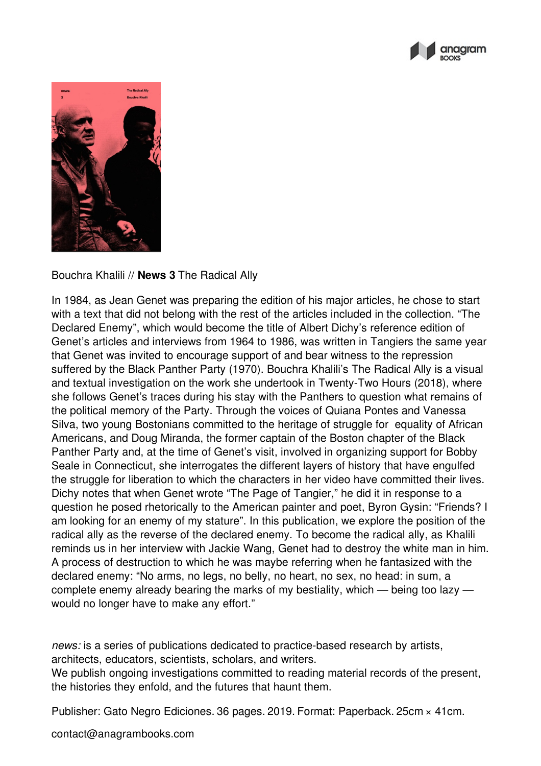Bouchra Khalili // **News 3** The Radical Ally

In 1984, as Jean Genet was preparing the edition of his major articles, he chose to start with a text that did not belong with the rest of the articles included in the collection. “The Declared Enemy”, which would become the title of Albert Dichy’s reference edition of Genet’s articles and interviews from 1964 to 1986, was written in Tangiers the same year that Genet was invited to encourage support of and bear witness to the repression suffered by the Black Panther Party (1970). Bouchra Khalili’s The Radical Ally is a visual and textual investigation on the work she undertook in Twenty-Two Hours (2018), where she follows Genet’s traces during his stay with the Panthers to question what remains of the political memory of the Party. Through the voices of Quiana Pontes and Vanessa Silva, two young Bostonians committed to the heritage of struggle for equality of African Americans, and Doug Miranda, the former captain of the Boston chapter of the Black Panther Party and, at the time of Genet’s visit, involved in organizing support for Bobby Seale in Connecticut, she interrogates the different layers of history that have engulfed the struggle for liberation to which the characters in her video have committed their lives. Dichy notes that when Genet wrote “The Page of Tangier,” he did it in response to a question he posed rhetorically to the American painter and poet, Byron Gysin: “Friends? I am looking for an enemy of my stature”. In this publication, we explore the position of the radical ally as the reverse of the declared enemy. To become the radical ally, as Khalili reminds us in her interview with Jackie Wang, Genet had to destroy the white man in him. A process of destruction to which he was maybe referring when he fantasized with the declared enemy: “No arms, no legs, no belly, no heart, no sex, no head: in sum, a complete enemy already bearing the marks of my bestiality, which — being too lazy — would no longer have to make any effort.”

*news:* is a series of publications dedicated to practice-based research by artists, architects, educators, scientists, scholars, and writers.
We publish ongoing investigations committed to reading material records of the present, the histories they enfold, and the futures that haunt them.

Publisher: Gato Negro Ediciones. 36 pages. 2019. Format: Paperback. 25cm × 41cm.

contact@anagrambooks.com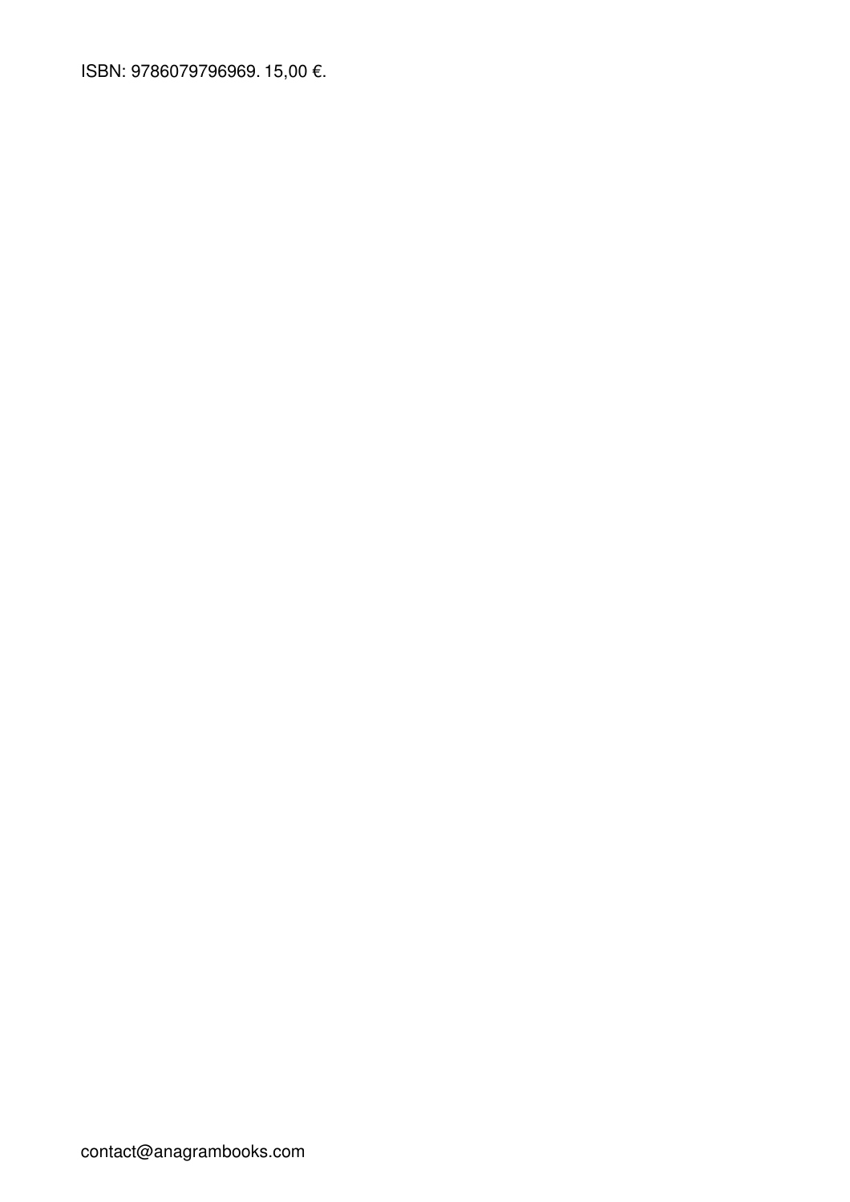ISBN: 9786079796969. 15,00 €.

contact@anagrambooks.com